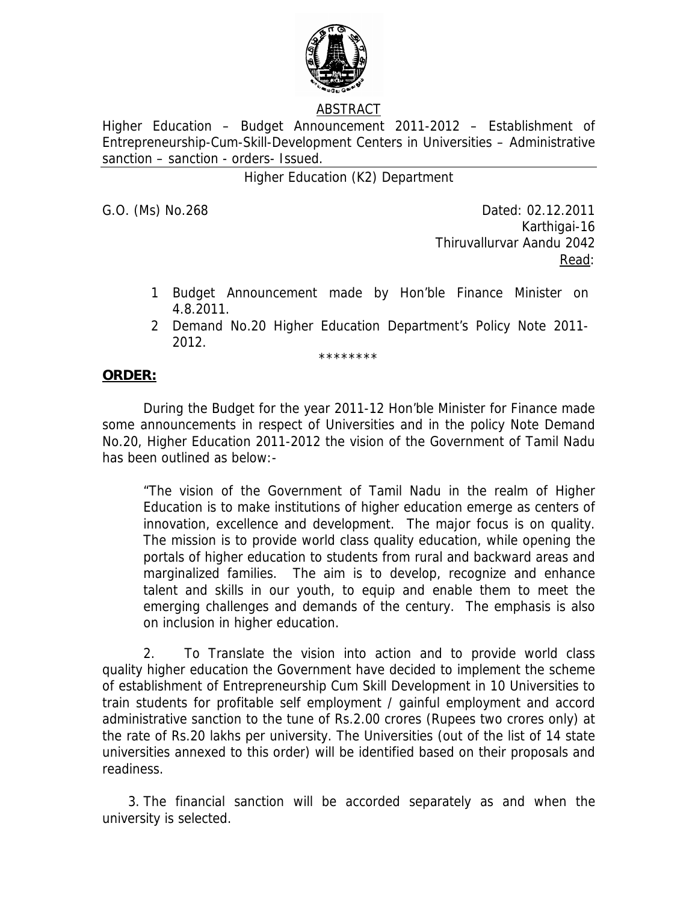## ABSTRACT

Higher Education – Budget Announcement 2011-2012 – Establishment of Entrepreneurship-Cum-Skill-Development Centers in Universities – Administrative sanction – sanction - orders- Issued.

Higher Education (K2) Department

G.O. (Ms) No.268

Dated: 02.12.2011
Karthigai-16
Thiruvallurvar Aandu 2042

Read:

1. Budget Announcement made by Hon'ble Finance Minister on 4.8.2011.
2. Demand No.20 Higher Education Department's Policy Note 2011-2012.

\*\*\*\*\*\*\*\*

**ORDER:**

During the Budget for the year 2011-12 Hon'ble Minister for Finance made some announcements in respect of Universities and in the policy Note Demand No.20, Higher Education 2011-2012 the vision of the Government of Tamil Nadu has been outlined as below:-

> "The vision of the Government of Tamil Nadu in the realm of Higher Education is to make institutions of higher education emerge as centers of innovation, excellence and development. The major focus is on quality. The mission is to provide world class quality education, while opening the portals of higher education to students from rural and backward areas and marginalized families. The aim is to develop, recognize and enhance talent and skills in our youth, to equip and enable them to meet the emerging challenges and demands of the century. The emphasis is also on inclusion in higher education.

2. To Translate the vision into action and to provide world class quality higher education the Government have decided to implement the scheme of establishment of Entrepreneurship Cum Skill Development in 10 Universities to train students for profitable self employment / gainful employment and accord administrative sanction to the tune of Rs.2.00 crores (Rupees two crores only) at the rate of Rs.20 lakhs per university. The Universities (out of the list of 14 state universities annexed to this order) will be identified based on their proposals and readiness.

3. The financial sanction will be accorded separately as and when the university is selected.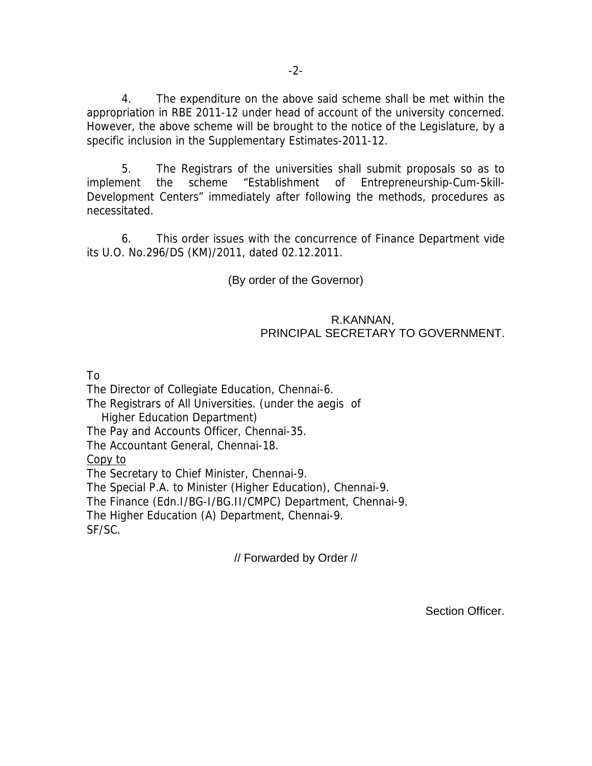4. The expenditure on the above said scheme shall be met within the appropriation in RBE 2011-12 under head of account of the university concerned. However, the above scheme will be brought to the notice of the Legislature, by a specific inclusion in the Supplementary Estimates-2011-12.

5. The Registrars of the universities shall submit proposals so as to implement the scheme "Establishment of Entrepreneurship-Cum-Skill-Development Centers" immediately after following the methods, procedures as necessitated.

6. This order issues with the concurrence of Finance Department vide its U.O. No.296/DS (KM)/2011, dated 02.12.2011.

(By order of the Governor)

R.KANNAN,
PRINCIPAL SECRETARY TO GOVERNMENT.

To
The Director of Collegiate Education, Chennai-6.
The Registrars of All Universities. (under the aegis of Higher Education Department)
The Pay and Accounts Officer, Chennai-35.
The Accountant General, Chennai-18.

Copy to
The Secretary to Chief Minister, Chennai-9.
The Special P.A. to Minister (Higher Education), Chennai-9.
The Finance (Edn.I/BG-I/BG.II/CMPC) Department, Chennai-9.
The Higher Education (A) Department, Chennai-9.
SF/SC.

// Forwarded by Order //

Section Officer.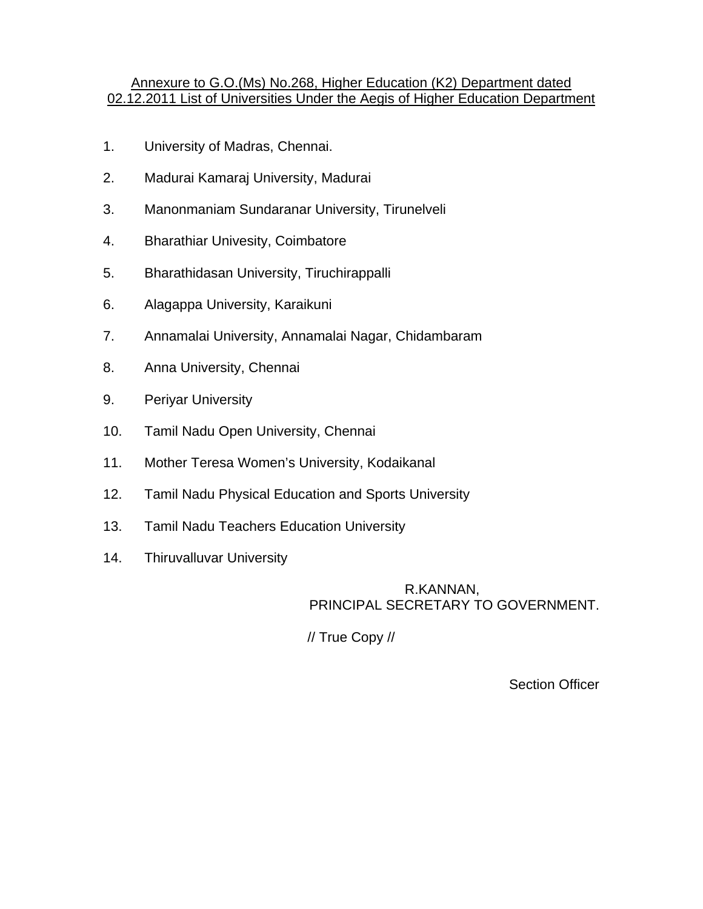Annexure to G.O.(Ms) No.268, Higher Education (K2) Department dated 02.12.2011 List of Universities Under the Aegis of Higher Education Department

1. University of Madras, Chennai.
2. Madurai Kamaraj University, Madurai
3. Manonmaniam Sundaranar University, Tirunelveli
4. Bharathiar Univesity, Coimbatore
5. Bharathidasan University, Tiruchirappalli
6. Alagappa University, Karaikuni
7. Annamalai University, Annamalai Nagar, Chidambaram
8. Anna University, Chennai
9. Periyar University
10. Tamil Nadu Open University, Chennai
11. Mother Teresa Women's University, Kodaikanal
12. Tamil Nadu Physical Education and Sports University
13. Tamil Nadu Teachers Education University
14. Thiruvalluvar University

R.KANNAN,
PRINCIPAL SECRETARY TO GOVERNMENT.

// True Copy //

Section Officer